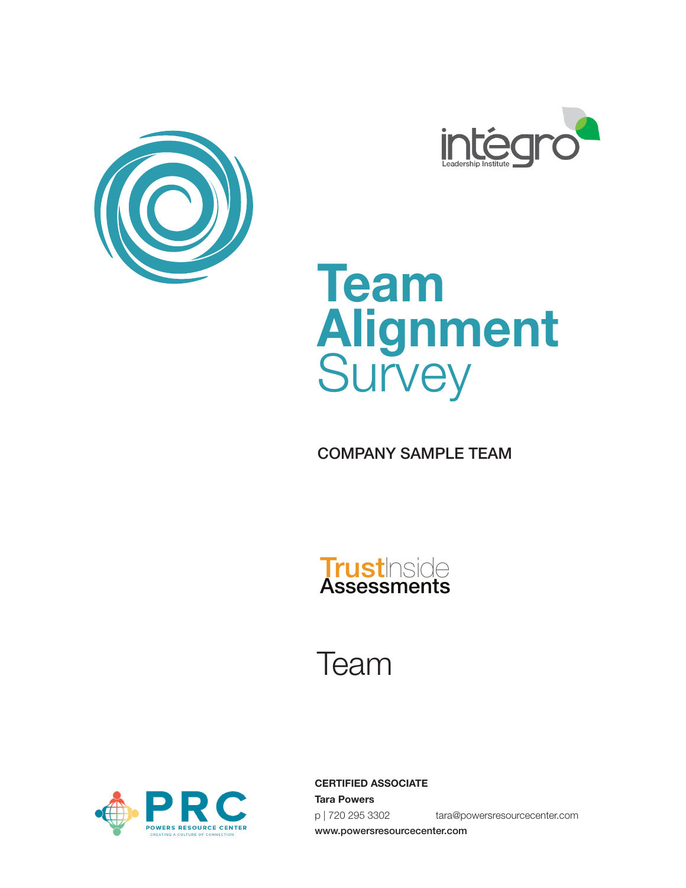intégro Leadership Institute

# Team Alignment Survey

COMPANY SAMPLE TEAM

TrustInside Assessments

Team

PRC POWERS RESOURCE CENTER
CREATING A CULTURE OF CONNECTION

**CERTIFIED ASSOCIATE**

**Tara Powers**

p | 720 295 3302 tara@powersresourcecenter.com

**www.powersresourcecenter.com**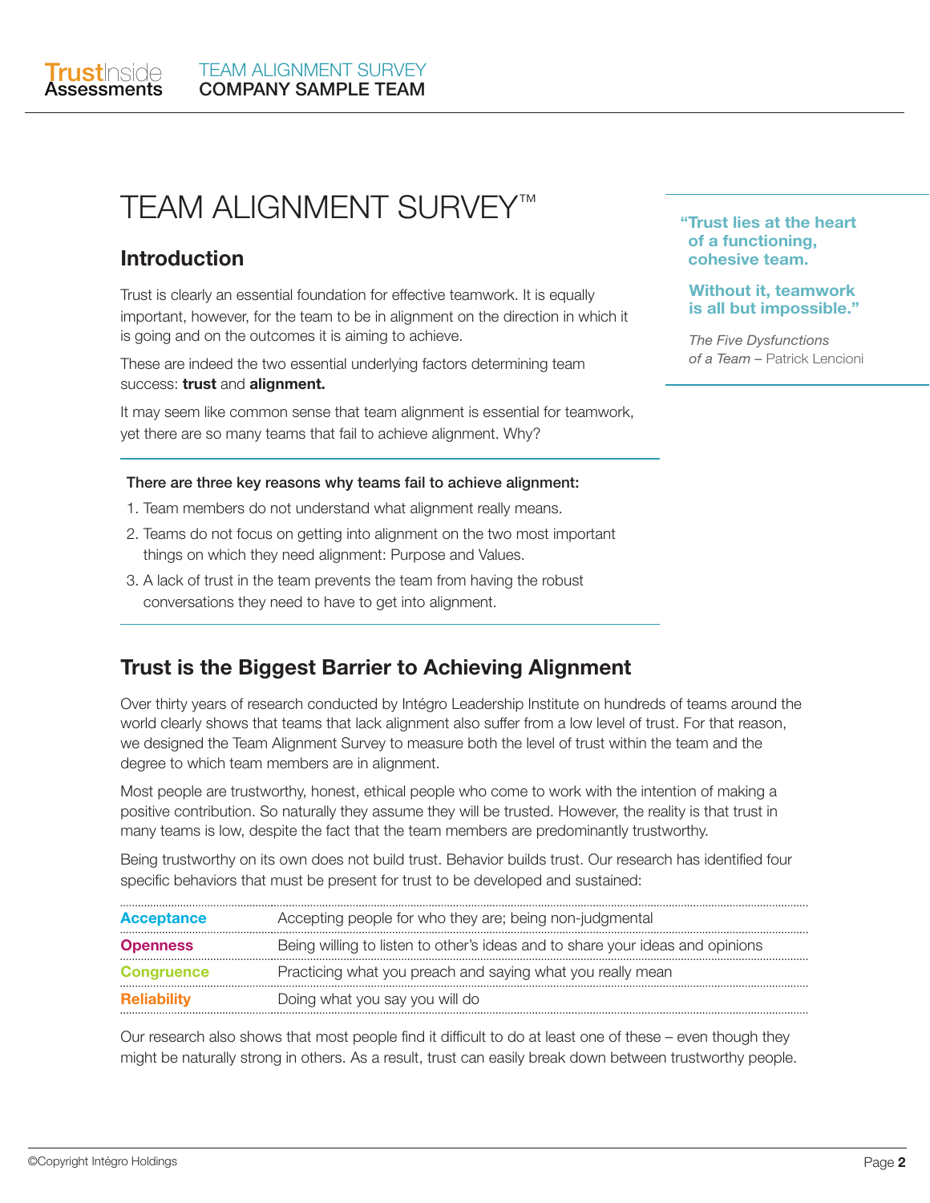# TEAM ALIGNMENT SURVEY™

## Introduction

Trust is clearly an essential foundation for effective teamwork. It is equally important, however, for the team to be in alignment on the direction in which it is going and on the outcomes it is aiming to achieve.

These are indeed the two essential underlying factors determining team success: **trust** and **alignment.**

It may seem like common sense that team alignment is essential for teamwork, yet there are so many teams that fail to achieve alignment. Why?

> **"Trust lies at the heart of a functioning, cohesive team.**
>
> **Without it, teamwork is all but impossible."**
>
> *The Five Dysfunctions of a Team* – Patrick Lencioni

**There are three key reasons why teams fail to achieve alignment:**

1. Team members do not understand what alignment really means.
2. Teams do not focus on getting into alignment on the two most important things on which they need alignment: Purpose and Values.
3. A lack of trust in the team prevents the team from having the robust conversations they need to have to get into alignment.

## Trust is the Biggest Barrier to Achieving Alignment

Over thirty years of research conducted by Intégro Leadership Institute on hundreds of teams around the world clearly shows that teams that lack alignment also suffer from a low level of trust. For that reason, we designed the Team Alignment Survey to measure both the level of trust within the team and the degree to which team members are in alignment.

Most people are trustworthy, honest, ethical people who come to work with the intention of making a positive contribution. So naturally they assume they will be trusted. However, the reality is that trust in many teams is low, despite the fact that the team members are predominantly trustworthy.

Being trustworthy on its own does not build trust. Behavior builds trust. Our research has identified four specific behaviors that must be present for trust to be developed and sustained:

| | |
|---|---|
| **Acceptance** | Accepting people for who they are; being non-judgmental |
| **Openness** | Being willing to listen to other's ideas and to share your ideas and opinions |
| **Congruence** | Practicing what you preach and saying what you really mean |
| **Reliability** | Doing what you say you will do |

Our research also shows that most people find it difficult to do at least one of these – even though they might be naturally strong in others. As a result, trust can easily break down between trustworthy people.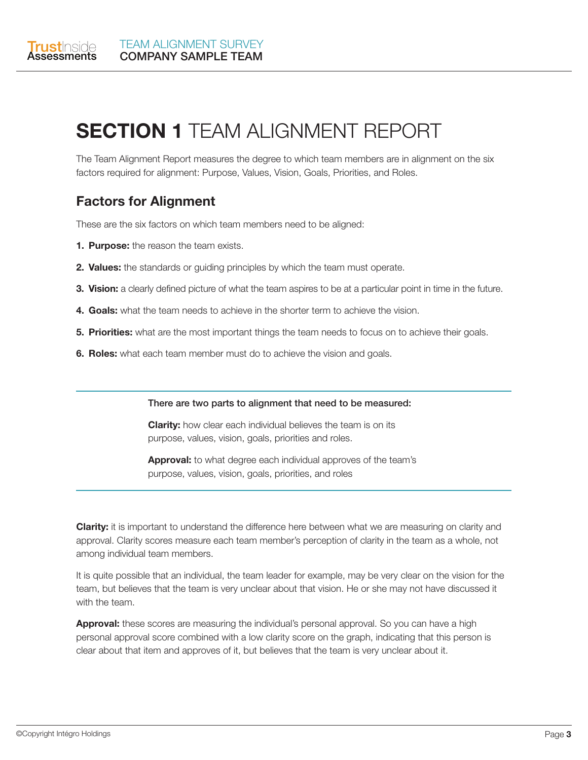# **SECTION 1** TEAM ALIGNMENT REPORT

The Team Alignment Report measures the degree to which team members are in alignment on the six factors required for alignment: Purpose, Values, Vision, Goals, Priorities, and Roles.

## Factors for Alignment

These are the six factors on which team members need to be aligned:

1. **Purpose:** the reason the team exists.
2. **Values:** the standards or guiding principles by which the team must operate.
3. **Vision:** a clearly defined picture of what the team aspires to be at a particular point in time in the future.
4. **Goals:** what the team needs to achieve in the shorter term to achieve the vision.
5. **Priorities:** what are the most important things the team needs to focus on to achieve their goals.
6. **Roles:** what each team member must do to achieve the vision and goals.

---

**There are two parts to alignment that need to be measured:**

**Clarity:** how clear each individual believes the team is on its purpose, values, vision, goals, priorities and roles.

**Approval:** to what degree each individual approves of the team's purpose, values, vision, goals, priorities, and roles

---

**Clarity:** it is important to understand the difference here between what we are measuring on clarity and approval. Clarity scores measure each team member's perception of clarity in the team as a whole, not among individual team members.

It is quite possible that an individual, the team leader for example, may be very clear on the vision for the team, but believes that the team is very unclear about that vision. He or she may not have discussed it with the team.

**Approval:** these scores are measuring the individual's personal approval. So you can have a high personal approval score combined with a low clarity score on the graph, indicating that this person is clear about that item and approves of it, but believes that the team is very unclear about it.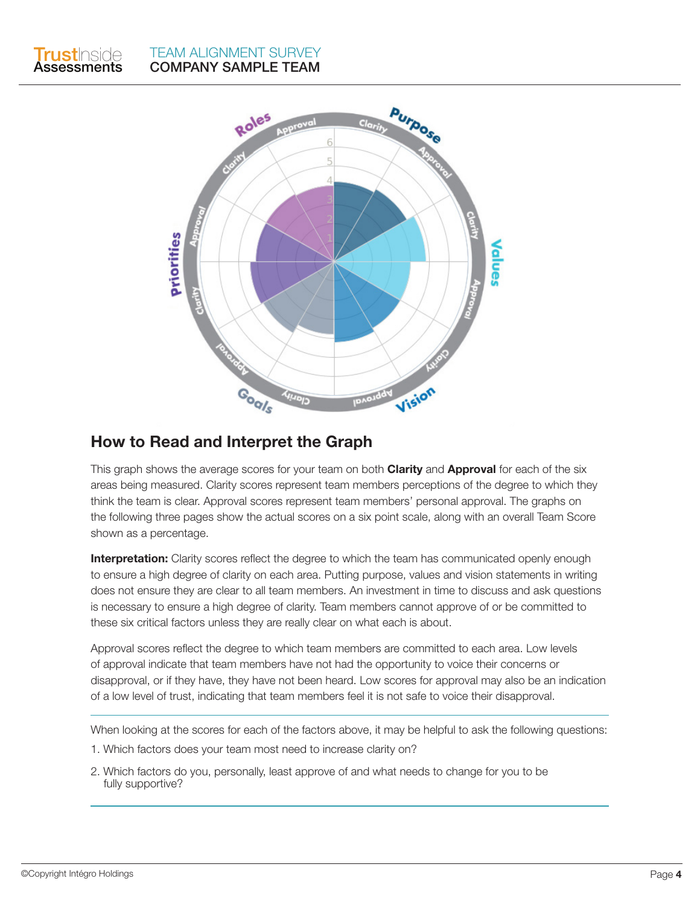## How to Read and Interpret the Graph

This graph shows the average scores for your team on both **Clarity** and **Approval** for each of the six areas being measured. Clarity scores represent team members perceptions of the degree to which they think the team is clear. Approval scores represent team members' personal approval. The graphs on the following three pages show the actual scores on a six point scale, along with an overall Team Score shown as a percentage.

**Interpretation:** Clarity scores reflect the degree to which the team has communicated openly enough to ensure a high degree of clarity on each area. Putting purpose, values and vision statements in writing does not ensure they are clear to all team members. An investment in time to discuss and ask questions is necessary to ensure a high degree of clarity. Team members cannot approve of or be committed to these six critical factors unless they are really clear on what each is about.

Approval scores reflect the degree to which team members are committed to each area. Low levels of approval indicate that team members have not had the opportunity to voice their concerns or disapproval, or if they have, they have not been heard. Low scores for approval may also be an indication of a low level of trust, indicating that team members feel it is not safe to voice their disapproval.

When looking at the scores for each of the factors above, it may be helpful to ask the following questions:

1. Which factors does your team most need to increase clarity on?
2. Which factors do you, personally, least approve of and what needs to change for you to be fully supportive?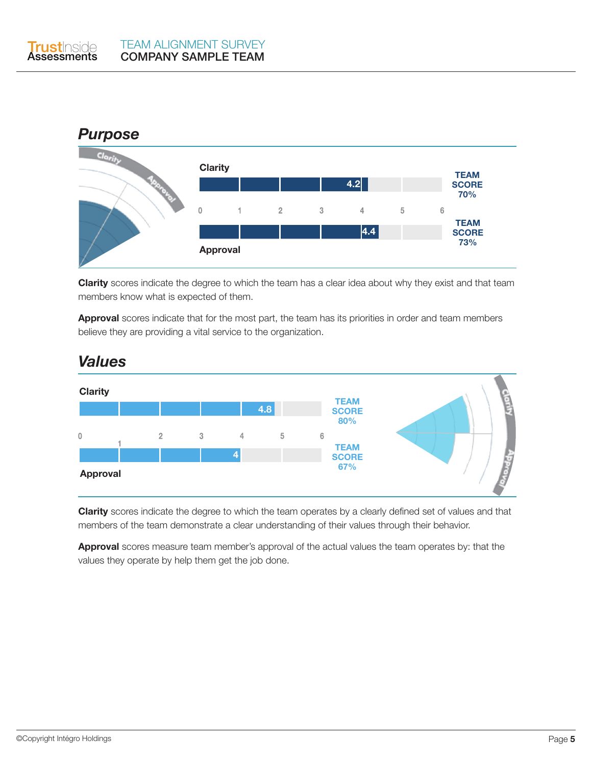## *Purpose*

Clarity 4.2 — TEAM SCORE 70%

Approval 4.4 — TEAM SCORE 73%

**Clarity** scores indicate the degree to which the team has a clear idea about why they exist and that team members know what is expected of them.

**Approval** scores indicate that for the most part, the team has its priorities in order and team members believe they are providing a vital service to the organization.

## *Values*

Clarity 4.8 — TEAM SCORE 80%

Approval 4 — TEAM SCORE 67%

**Clarity** scores indicate the degree to which the team operates by a clearly defined set of values and that members of the team demonstrate a clear understanding of their values through their behavior.

**Approval** scores measure team member's approval of the actual values the team operates by: that the values they operate by help them get the job done.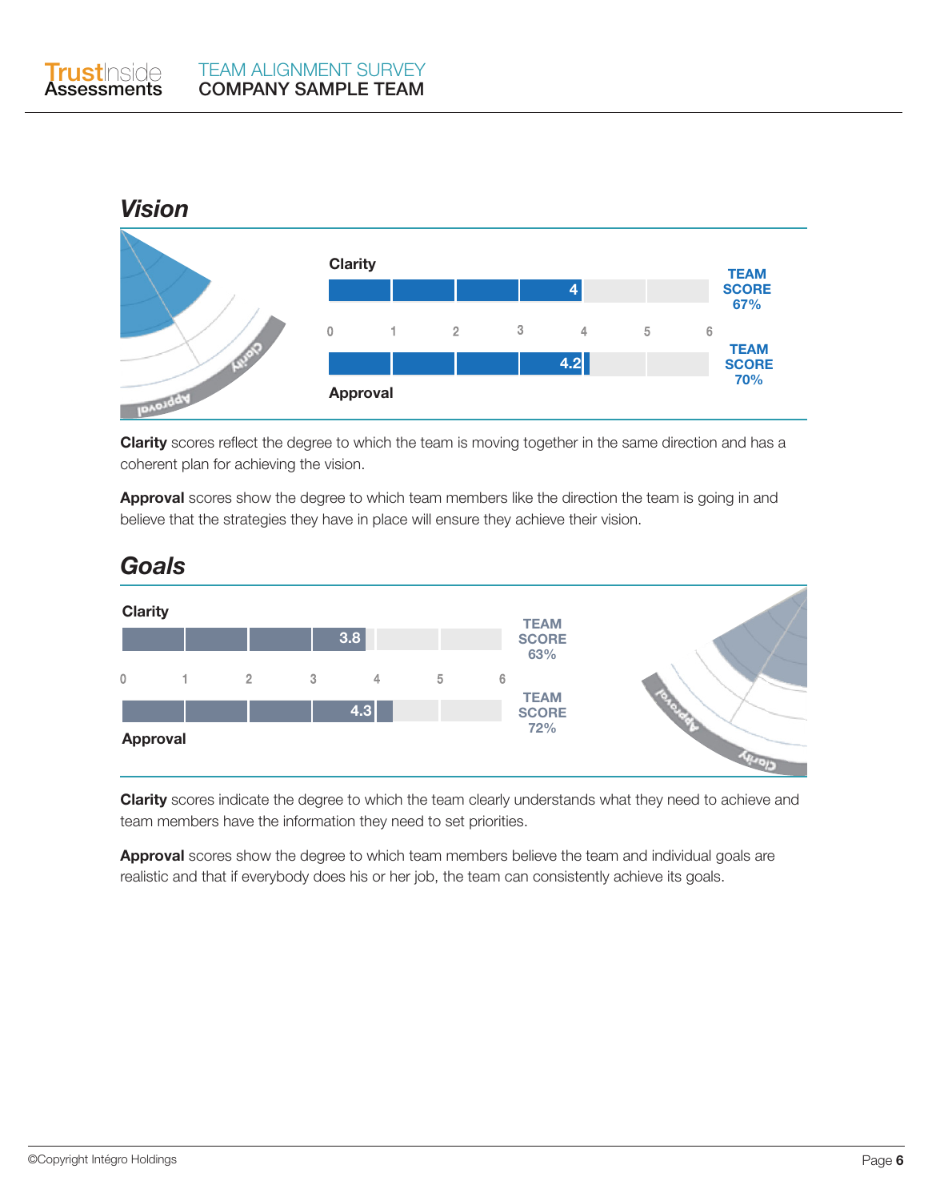## Vision

**Clarity** — 4 — TEAM SCORE 67%

**Approval** — 4.2 — TEAM SCORE 70%

**Clarity** scores reflect the degree to which the team is moving together in the same direction and has a coherent plan for achieving the vision.

**Approval** scores show the degree to which team members like the direction the team is going in and believe that the strategies they have in place will ensure they achieve their vision.

## Goals

**Clarity** — 3.8 — TEAM SCORE 63%

**Approval** — 4.3 — TEAM SCORE 72%

**Clarity** scores indicate the degree to which the team clearly understands what they need to achieve and team members have the information they need to set priorities.

**Approval** scores show the degree to which team members believe the team and individual goals are realistic and that if everybody does his or her job, the team can consistently achieve its goals.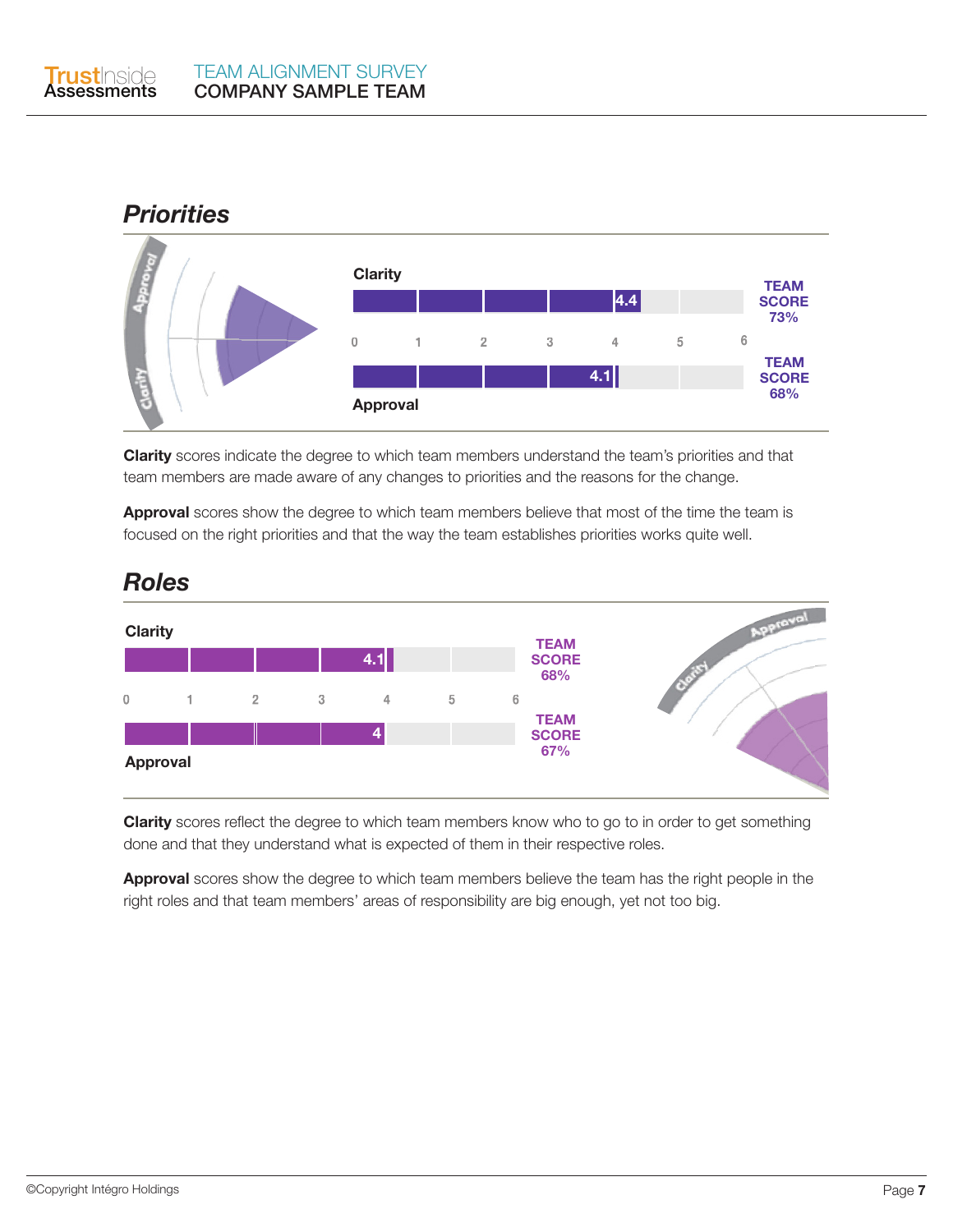## *Priorities*

**Clarity**

4.4 — TEAM SCORE 73%

**Approval**

4.1 — TEAM SCORE 68%

**Clarity** scores indicate the degree to which team members understand the team's priorities and that team members are made aware of any changes to priorities and the reasons for the change.

**Approval** scores show the degree to which team members believe that most of the time the team is focused on the right priorities and that the way the team establishes priorities works quite well.

## *Roles*

**Clarity**

4.1 — TEAM SCORE 68%

**Approval**

4 — TEAM SCORE 67%

**Clarity** scores reflect the degree to which team members know who to go to in order to get something done and that they understand what is expected of them in their respective roles.

**Approval** scores show the degree to which team members believe the team has the right people in the right roles and that team members' areas of responsibility are big enough, yet not too big.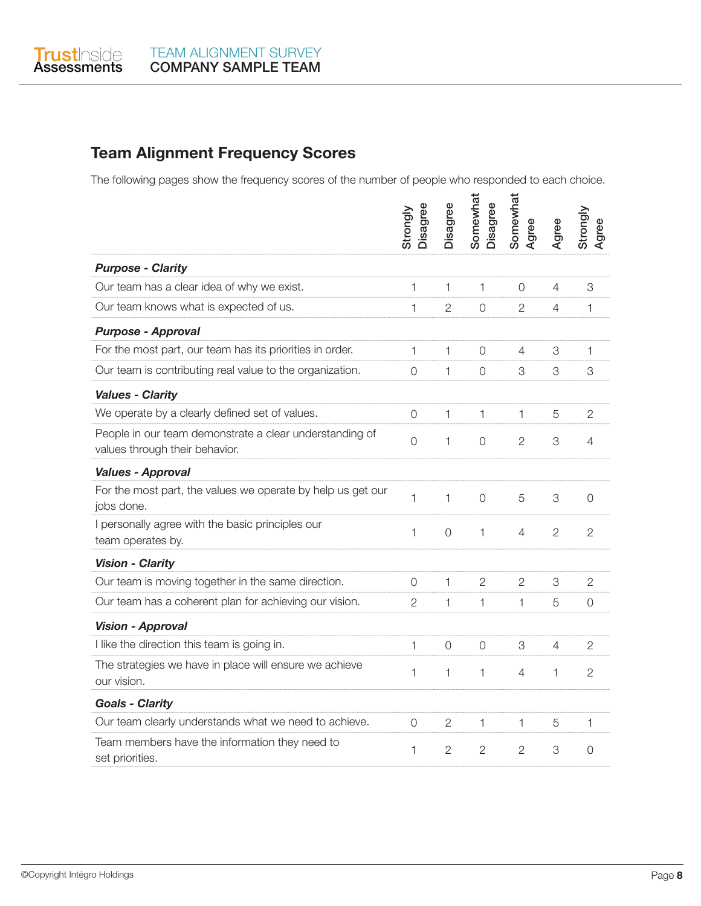## Team Alignment Frequency Scores

The following pages show the frequency scores of the number of people who responded to each choice.

| | Strongly Disagree | Disagree | Somewhat Disagree | Somewhat Agree | Agree | Strongly Agree |
|---|---|---|---|---|---|---|
| ***Purpose - Clarity*** | | | | | | |
| Our team has a clear idea of why we exist. | 1 | 1 | 1 | 0 | 4 | 3 |
| Our team knows what is expected of us. | 1 | 2 | 0 | 2 | 4 | 1 |
| ***Purpose - Approval*** | | | | | | |
| For the most part, our team has its priorities in order. | 1 | 1 | 0 | 4 | 3 | 1 |
| Our team is contributing real value to the organization. | 0 | 1 | 0 | 3 | 3 | 3 |
| ***Values - Clarity*** | | | | | | |
| We operate by a clearly defined set of values. | 0 | 1 | 1 | 1 | 5 | 2 |
| People in our team demonstrate a clear understanding of values through their behavior. | 0 | 1 | 0 | 2 | 3 | 4 |
| ***Values - Approval*** | | | | | | |
| For the most part, the values we operate by help us get our jobs done. | 1 | 1 | 0 | 5 | 3 | 0 |
| I personally agree with the basic principles our team operates by. | 1 | 0 | 1 | 4 | 2 | 2 |
| ***Vision - Clarity*** | | | | | | |
| Our team is moving together in the same direction. | 0 | 1 | 2 | 2 | 3 | 2 |
| Our team has a coherent plan for achieving our vision. | 2 | 1 | 1 | 1 | 5 | 0 |
| ***Vision - Approval*** | | | | | | |
| I like the direction this team is going in. | 1 | 0 | 0 | 3 | 4 | 2 |
| The strategies we have in place will ensure we achieve our vision. | 1 | 1 | 1 | 4 | 1 | 2 |
| ***Goals - Clarity*** | | | | | | |
| Our team clearly understands what we need to achieve. | 0 | 2 | 1 | 1 | 5 | 1 |
| Team members have the information they need to set priorities. | 1 | 2 | 2 | 2 | 3 | 0 |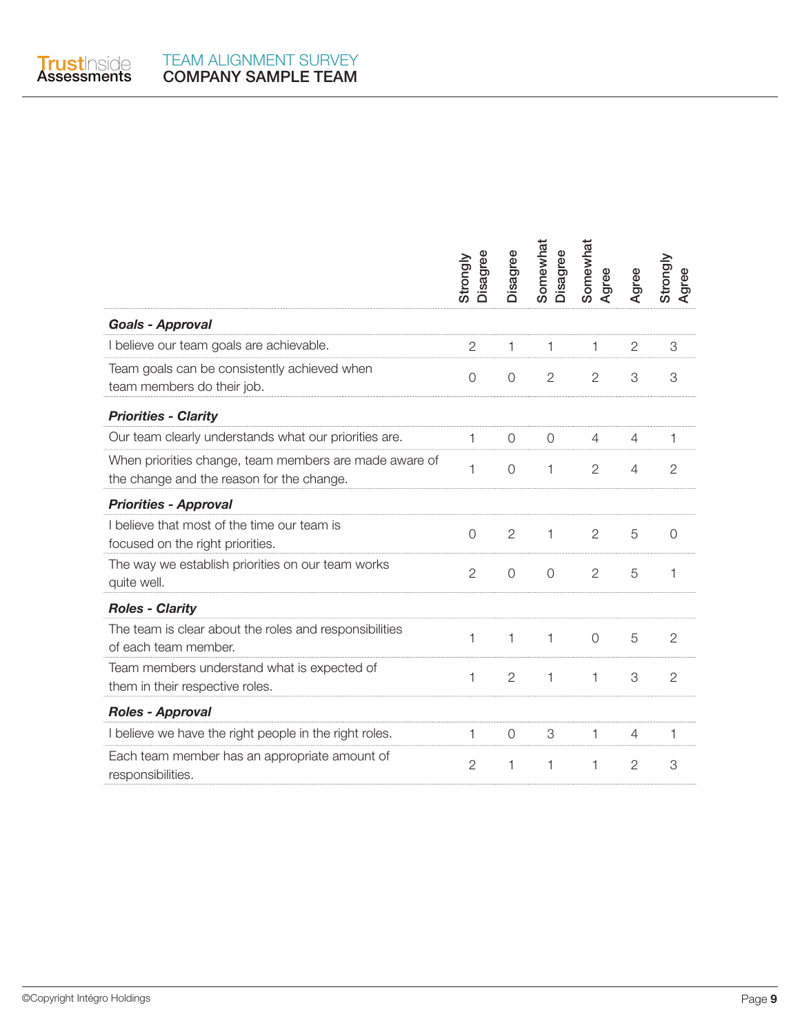| | Strongly Disagree | Disagree | Somewhat Disagree | Somewhat Agree | Agree | Strongly Agree |
|---|---|---|---|---|---|---|
| ***Goals - Approval*** | | | | | | |
| I believe our team goals are achievable. | 2 | 1 | 1 | 1 | 2 | 3 |
| Team goals can be consistently achieved when team members do their job. | 0 | 0 | 2 | 2 | 3 | 3 |
| ***Priorities - Clarity*** | | | | | | |
| Our team clearly understands what our priorities are. | 1 | 0 | 0 | 4 | 4 | 1 |
| When priorities change, team members are made aware of the change and the reason for the change. | 1 | 0 | 1 | 2 | 4 | 2 |
| ***Priorities - Approval*** | | | | | | |
| I believe that most of the time our team is focused on the right priorities. | 0 | 2 | 1 | 2 | 5 | 0 |
| The way we establish priorities on our team works quite well. | 2 | 0 | 0 | 2 | 5 | 1 |
| ***Roles - Clarity*** | | | | | | |
| The team is clear about the roles and responsibilities of each team member. | 1 | 1 | 1 | 0 | 5 | 2 |
| Team members understand what is expected of them in their respective roles. | 1 | 2 | 1 | 1 | 3 | 2 |
| ***Roles - Approval*** | | | | | | |
| I believe we have the right people in the right roles. | 1 | 0 | 3 | 1 | 4 | 1 |
| Each team member has an appropriate amount of responsibilities. | 2 | 1 | 1 | 1 | 2 | 3 |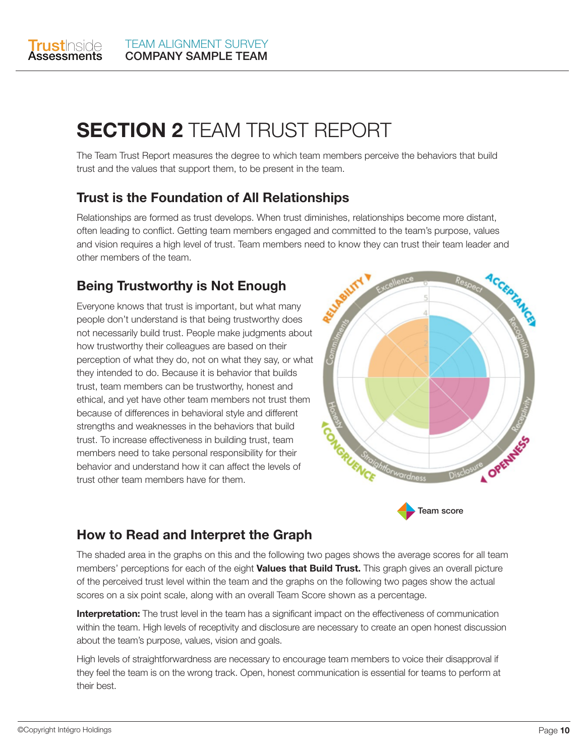# SECTION 2 TEAM TRUST REPORT

The Team Trust Report measures the degree to which team members perceive the behaviors that build trust and the values that support them, to be present in the team.

## Trust is the Foundation of All Relationships

Relationships are formed as trust develops. When trust diminishes, relationships become more distant, often leading to conflict. Getting team members engaged and committed to the team's purpose, values and vision requires a high level of trust. Team members need to know they can trust their team leader and other members of the team.

## Being Trustworthy is Not Enough

Everyone knows that trust is important, but what many people don't understand is that being trustworthy does not necessarily build trust. People make judgments about how trustworthy their colleagues are based on their perception of what they do, not on what they say, or what they intended to do. Because it is behavior that builds trust, team members can be trustworthy, honest and ethical, and yet have other team members not trust them because of differences in behavioral style and different strengths and weaknesses in the behaviors that build trust. To increase effectiveness in building trust, team members need to take personal responsibility for their behavior and understand how it can affect the levels of trust other team members have for them.

## How to Read and Interpret the Graph

The shaded area in the graphs on this and the following two pages shows the average scores for all team members' perceptions for each of the eight **Values that Build Trust.** This graph gives an overall picture of the perceived trust level within the team and the graphs on the following two pages show the actual scores on a six point scale, along with an overall Team Score shown as a percentage.

**Interpretation:** The trust level in the team has a significant impact on the effectiveness of communication within the team. High levels of receptivity and disclosure are necessary to create an open honest discussion about the team's purpose, values, vision and goals.

High levels of straightforwardness are necessary to encourage team members to voice their disapproval if they feel the team is on the wrong track. Open, honest communication is essential for teams to perform at their best.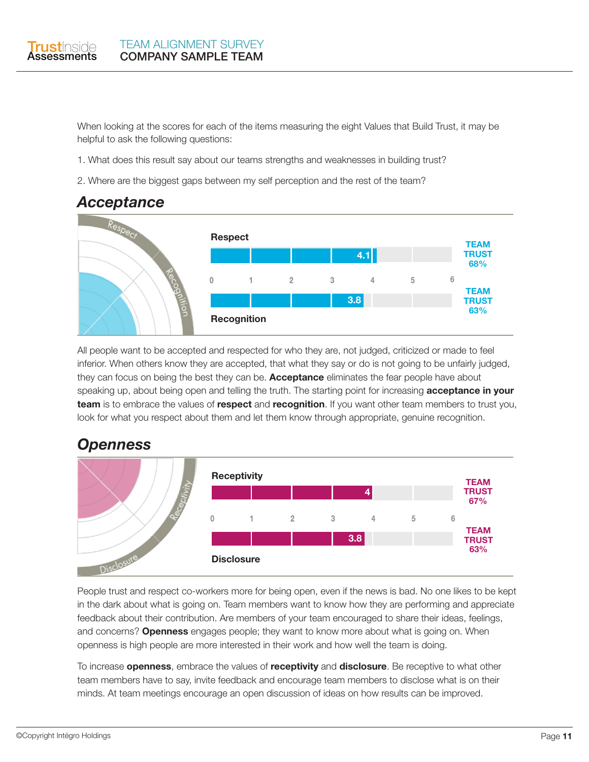When looking at the scores for each of the items measuring the eight Values that Build Trust, it may be helpful to ask the following questions:

1. What does this result say about our teams strengths and weaknesses in building trust?

2. Where are the biggest gaps between my self perception and the rest of the team?

## *Acceptance*

| Value | Score | Team Trust |
|---|---|---|
| Respect | 4.1 | 68% |
| Recognition | 3.8 | 63% |

All people want to be accepted and respected for who they are, not judged, criticized or made to feel inferior. When others know they are accepted, that what they say or do is not going to be unfairly judged, they can focus on being the best they can be. **Acceptance** eliminates the fear people have about speaking up, about being open and telling the truth. The starting point for increasing **acceptance in your team** is to embrace the values of **respect** and **recognition**. If you want other team members to trust you, look for what you respect about them and let them know through appropriate, genuine recognition.

## *Openness*

| Value | Score | Team Trust |
|---|---|---|
| Receptivity | 4 | 67% |
| Disclosure | 3.8 | 63% |

People trust and respect co-workers more for being open, even if the news is bad. No one likes to be kept in the dark about what is going on. Team members want to know how they are performing and appreciate feedback about their contribution. Are members of your team encouraged to share their ideas, feelings, and concerns? **Openness** engages people; they want to know more about what is going on. When openness is high people are more interested in their work and how well the team is doing.

To increase **openness**, embrace the values of **receptivity** and **disclosure**. Be receptive to what other team members have to say, invite feedback and encourage team members to disclose what is on their minds. At team meetings encourage an open discussion of ideas on how results can be improved.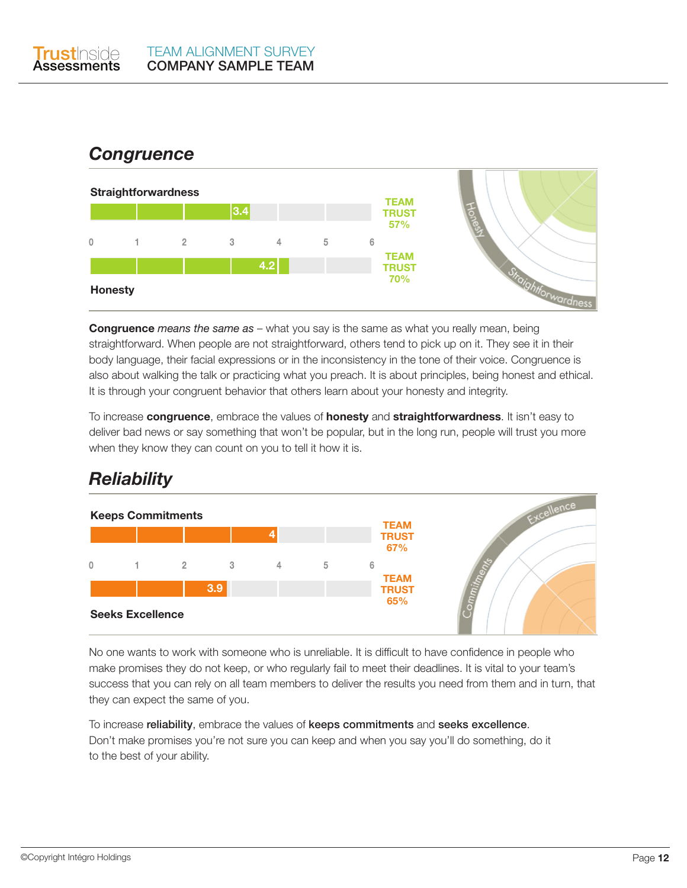## Congruence

**Straightforwardness** 3.4 — TEAM TRUST 57%

**Honesty** 4.2 — TEAM TRUST 70%

**Congruence** *means the same as* – what you say is the same as what you really mean, being straightforward. When people are not straightforward, others tend to pick up on it. They see it in their body language, their facial expressions or in the inconsistency in the tone of their voice. Congruence is also about walking the talk or practicing what you preach. It is about principles, being honest and ethical. It is through your congruent behavior that others learn about your honesty and integrity.

To increase **congruence**, embrace the values of **honesty** and **straightforwardness**. It isn't easy to deliver bad news or say something that won't be popular, but in the long run, people will trust you more when they know they can count on you to tell it how it is.

## Reliability

**Keeps Commitments** 4 — TEAM TRUST 67%

**Seeks Excellence** 3.9 — TEAM TRUST 65%

No one wants to work with someone who is unreliable. It is difficult to have confidence in people who make promises they do not keep, or who regularly fail to meet their deadlines. It is vital to your team's success that you can rely on all team members to deliver the results you need from them and in turn, that they can expect the same of you.

To increase **reliability**, embrace the values of **keeps commitments** and **seeks excellence**. Don't make promises you're not sure you can keep and when you say you'll do something, do it to the best of your ability.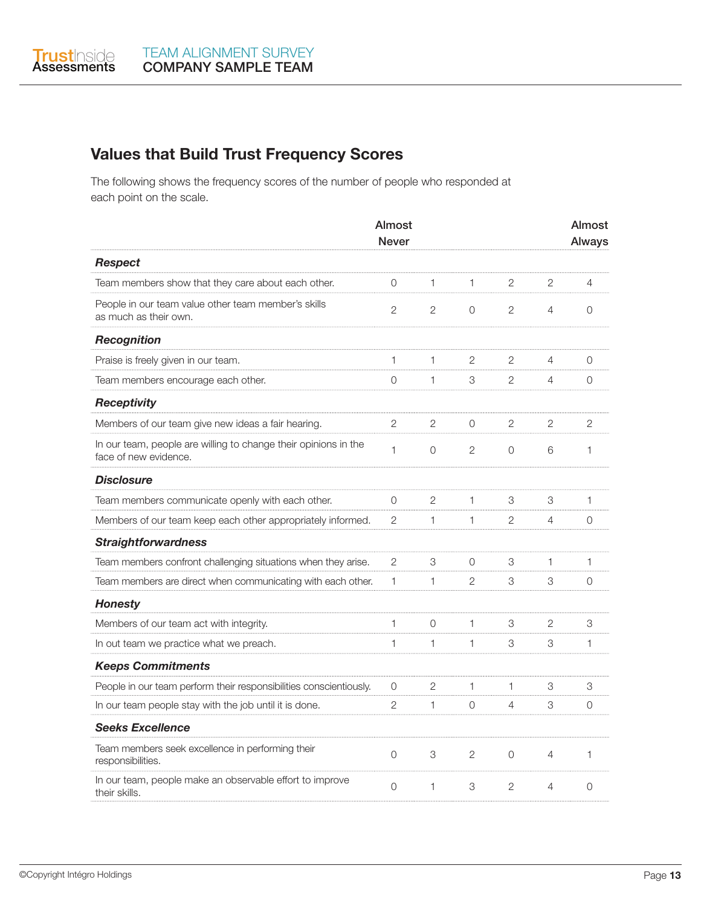## Values that Build Trust Frequency Scores

The following shows the frequency scores of the number of people who responded at each point on the scale.

| | Almost Never | | | | | Almost Always |
|---|---|---|---|---|---|---|
| ***Respect*** | | | | | | |
| Team members show that they care about each other. | 0 | 1 | 1 | 2 | 2 | 4 |
| People in our team value other team member's skills as much as their own. | 2 | 2 | 0 | 2 | 4 | 0 |
| ***Recognition*** | | | | | | |
| Praise is freely given in our team. | 1 | 1 | 2 | 2 | 4 | 0 |
| Team members encourage each other. | 0 | 1 | 3 | 2 | 4 | 0 |
| ***Receptivity*** | | | | | | |
| Members of our team give new ideas a fair hearing. | 2 | 2 | 0 | 2 | 2 | 2 |
| In our team, people are willing to change their opinions in the face of new evidence. | 1 | 0 | 2 | 0 | 6 | 1 |
| ***Disclosure*** | | | | | | |
| Team members communicate openly with each other. | 0 | 2 | 1 | 3 | 3 | 1 |
| Members of our team keep each other appropriately informed. | 2 | 1 | 1 | 2 | 4 | 0 |
| ***Straightforwardness*** | | | | | | |
| Team members confront challenging situations when they arise. | 2 | 3 | 0 | 3 | 1 | 1 |
| Team members are direct when communicating with each other. | 1 | 1 | 2 | 3 | 3 | 0 |
| ***Honesty*** | | | | | | |
| Members of our team act with integrity. | 1 | 0 | 1 | 3 | 2 | 3 |
| In out team we practice what we preach. | 1 | 1 | 1 | 3 | 3 | 1 |
| ***Keeps Commitments*** | | | | | | |
| People in our team perform their responsibilities conscientiously. | 0 | 2 | 1 | 1 | 3 | 3 |
| In our team people stay with the job until it is done. | 2 | 1 | 0 | 4 | 3 | 0 |
| ***Seeks Excellence*** | | | | | | |
| Team members seek excellence in performing their responsibilities. | 0 | 3 | 2 | 0 | 4 | 1 |
| In our team, people make an observable effort to improve their skills. | 0 | 1 | 3 | 2 | 4 | 0 |